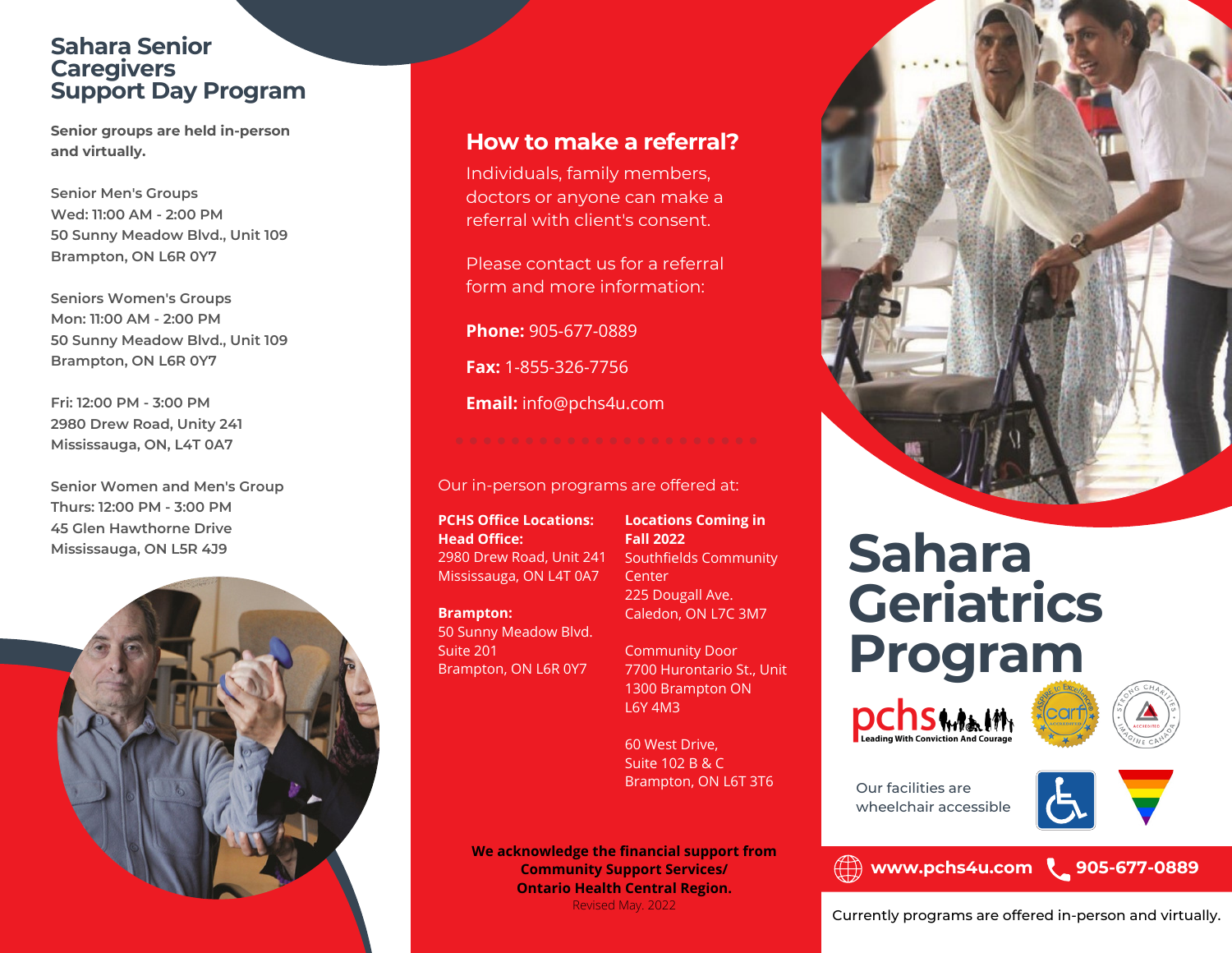# Sahara Senior Caregivers Support Day Program

**Senior groups are held in-person and virtually.**

Senior Men's Groups
Wed: 11:00 AM - 2:00 PM
50 Sunny Meadow Blvd., Unit 109
Brampton, ON L6R 0Y7

Seniors Women's Groups
Mon: 11:00 AM - 2:00 PM
50 Sunny Meadow Blvd., Unit 109
Brampton, ON L6R 0Y7

Fri: 12:00 PM - 3:00 PM
2980 Drew Road, Unity 241
Mississauga, ON, L4T 0A7

Senior Women and Men's Group
Thurs: 12:00 PM - 3:00 PM
45 Glen Hawthorne Drive
Mississauga, ON L5R 4J9

## How to make a referral?

Individuals, family members, doctors or anyone can make a referral with client's consent.

Please contact us for a referral form and more information:

**Phone:** 905-677-0889

**Fax:** 1-855-326-7756

**Email:** info@pchs4u.com

Our in-person programs are offered at:

**PCHS Office Locations:**
**Head Office:**
2980 Drew Road, Unit 241
Mississauga, ON L4T 0A7

**Brampton:**
50 Sunny Meadow Blvd.
Suite 201
Brampton, ON L6R 0Y7

**Locations Coming in Fall 2022**
Southfields Community Center
225 Dougall Ave.
Caledon, ON L7C 3M7

Community Door
7700 Hurontario St., Unit 1300 Brampton ON
L6Y 4M3

60 West Drive,
Suite 102 B & C
Brampton, ON L6T 3T6

**We acknowledge the financial support from Community Support Services/ Ontario Health Central Region.**

Revised May. 2022

# Sahara Geriatrics Program

pchs Leading With Conviction And Courage

Our facilities are wheelchair accessible

www.pchs4u.com 905-677-0889

Currently programs are offered in-person and virtually.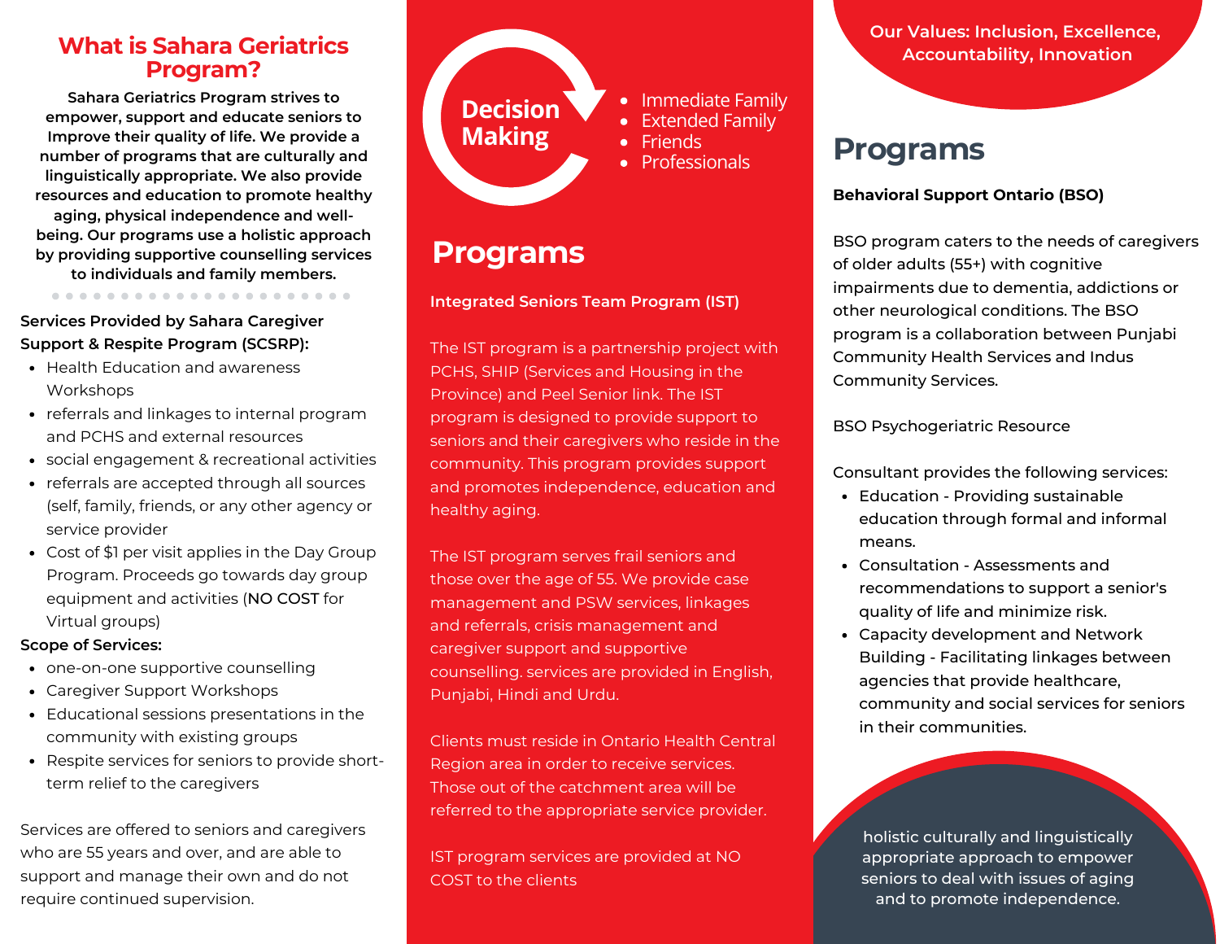## What is Sahara Geriatrics Program?

**Sahara Geriatrics Program strives to empower, support and educate seniors to Improve their quality of life. We provide a number of programs that are culturally and linguistically appropriate. We also provide resources and education to promote healthy aging, physical independence and well-being. Our programs use a holistic approach by providing supportive counselling services to individuals and family members.**

**Services Provided by Sahara Caregiver Support & Respite Program (SCSRP):**

- Health Education and awareness Workshops
- referrals and linkages to internal program and PCHS and external resources
- social engagement & recreational activities
- referrals are accepted through all sources (self, family, friends, or any other agency or service provider
- Cost of $1 per visit applies in the Day Group Program. Proceeds go towards day group equipment and activities (NO COST for Virtual groups)

**Scope of Services:**

- one-on-one supportive counselling
- Caregiver Support Workshops
- Educational sessions presentations in the community with existing groups
- Respite services for seniors to provide short-term relief to the caregivers

Services are offered to seniors and caregivers who are 55 years and over, and are able to support and manage their own and do not require continued supervision.

**Decision Making**

- Immediate Family
- Extended Family
- Friends
- Professionals

## Programs

**Integrated Seniors Team Program (IST)**

The IST program is a partnership project with PCHS, SHIP (Services and Housing in the Province) and Peel Senior link. The IST program is designed to provide support to seniors and their caregivers who reside in the community. This program provides support and promotes independence, education and healthy aging.

The IST program serves frail seniors and those over the age of 55. We provide case management and PSW services, linkages and referrals, crisis management and caregiver support and supportive counselling. services are provided in English, Punjabi, Hindi and Urdu.

Clients must reside in Ontario Health Central Region area in order to receive services. Those out of the catchment area will be referred to the appropriate service provider.

IST program services are provided at NO COST to the clients

**Our Values: Inclusion, Excellence, Accountability, Innovation**

## Programs

**Behavioral Support Ontario (BSO)**

BSO program caters to the needs of caregivers of older adults (55+) with cognitive impairments due to dementia, addictions or other neurological conditions. The BSO program is a collaboration between Punjabi Community Health Services and Indus Community Services.

BSO Psychogeriatric Resource

Consultant provides the following services:

- Education - Providing sustainable education through formal and informal means.
- Consultation - Assessments and recommendations to support a senior's quality of life and minimize risk.
- Capacity development and Network Building - Facilitating linkages between agencies that provide healthcare, community and social services for seniors in their communities.

holistic culturally and linguistically appropriate approach to empower seniors to deal with issues of aging and to promote independence.